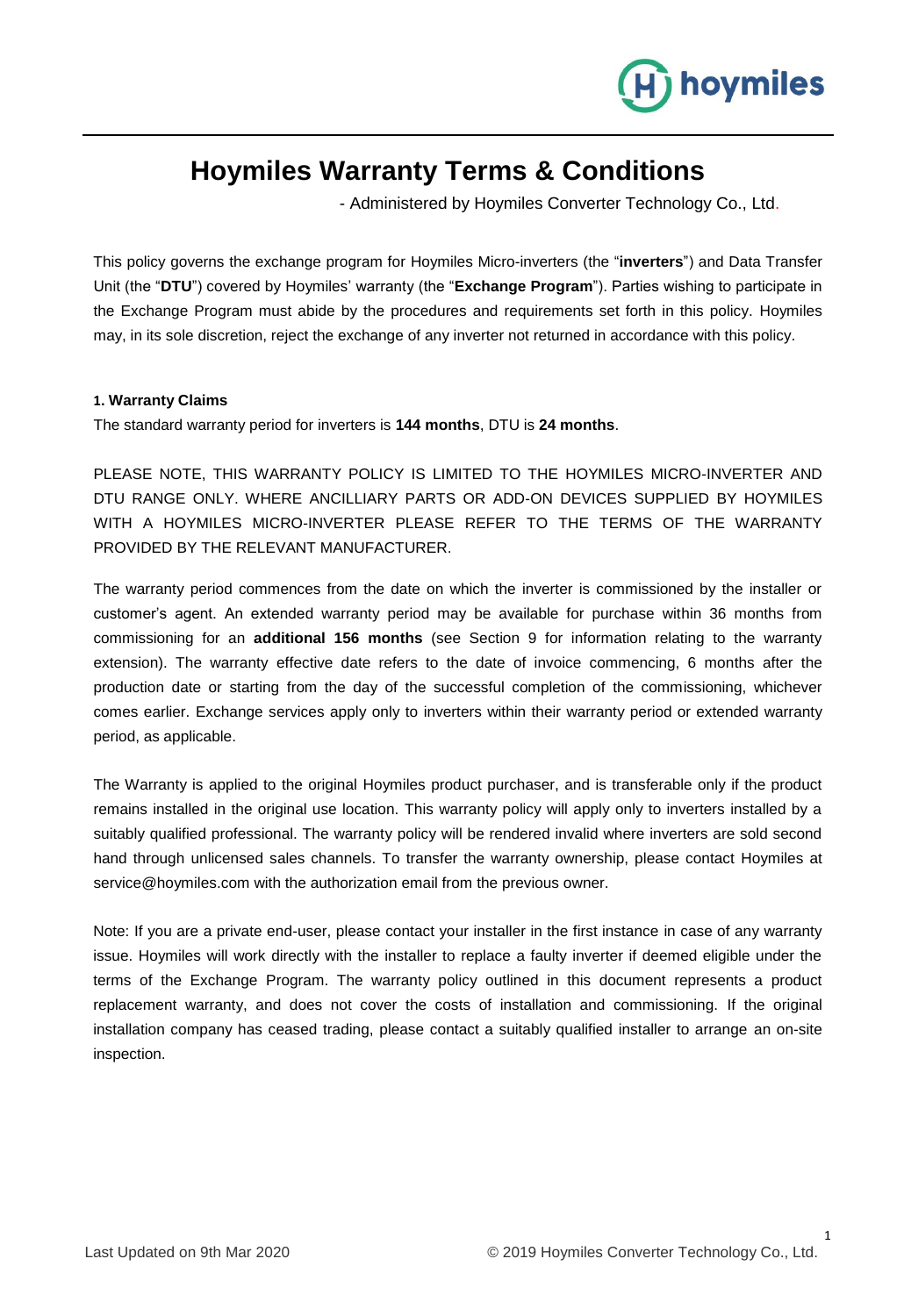# Hoymiles Warranty Terms & Conditions

- Administered by Hoymiles Converter Technology Co., Ltd.

This policy governs the exchange program for Hoymiles Micro-inverters (the "**inverters**") and Data Transfer Unit (the "**DTU**") covered by Hoymiles' warranty (the "**Exchange Program**"). Parties wishing to participate in the Exchange Program must abide by the procedures and requirements set forth in this policy. Hoymiles may, in its sole discretion, reject the exchange of any inverter not returned in accordance with this policy.

#### 1. Warranty Claims

The standard warranty period for inverters is **144 months**, DTU is **24 months**.

PLEASE NOTE, THIS WARRANTY POLICY IS LIMITED TO THE HOYMILES MICRO-INVERTER AND DTU RANGE ONLY. WHERE ANCILLIARY PARTS OR ADD-ON DEVICES SUPPLIED BY HOYMILES WITH A HOYMILES MICRO-INVERTER PLEASE REFER TO THE TERMS OF THE WARRANTY PROVIDED BY THE RELEVANT MANUFACTURER.

The warranty period commences from the date on which the inverter is commissioned by the installer or customer's agent. An extended warranty period may be available for purchase within 36 months from commissioning for an **additional 156 months** (see Section 9 for information relating to the warranty extension). The warranty effective date refers to the date of invoice commencing, 6 months after the production date or starting from the day of the successful completion of the commissioning, whichever comes earlier. Exchange services apply only to inverters within their warranty period or extended warranty period, as applicable.

The Warranty is applied to the original Hoymiles product purchaser, and is transferable only if the product remains installed in the original use location. This warranty policy will apply only to inverters installed by a suitably qualified professional. The warranty policy will be rendered invalid where inverters are sold second hand through unlicensed sales channels. To transfer the warranty ownership, please contact Hoymiles at service@hoymiles.com with the authorization email from the previous owner.

Note: If you are a private end-user, please contact your installer in the first instance in case of any warranty issue. Hoymiles will work directly with the installer to replace a faulty inverter if deemed eligible under the terms of the Exchange Program. The warranty policy outlined in this document represents a product replacement warranty, and does not cover the costs of installation and commissioning. If the original installation company has ceased trading, please contact a suitably qualified installer to arrange an on-site inspection.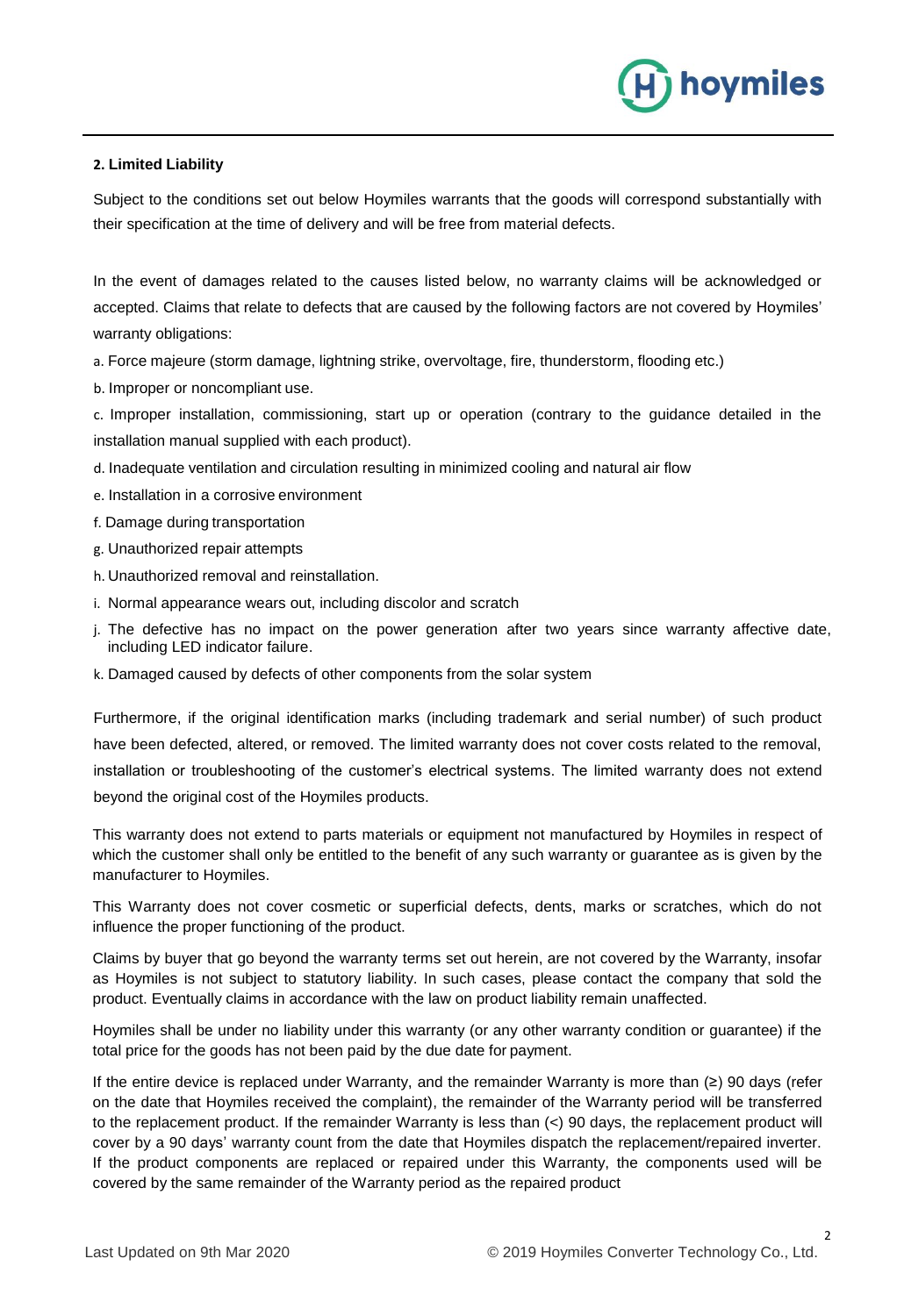## 2. Limited Liability

Subject to the conditions set out below Hoymiles warrants that the goods will correspond substantially with their specification at the time of delivery and will be free from material defects.

In the event of damages related to the causes listed below, no warranty claims will be acknowledged or accepted. Claims that relate to defects that are caused by the following factors are not covered by Hoymiles' warranty obligations:

a. Force majeure (storm damage, lightning strike, overvoltage, fire, thunderstorm, flooding etc.)

b. Improper or noncompliant use.

c. Improper installation, commissioning, start up or operation (contrary to the guidance detailed in the installation manual supplied with each product).

d. Inadequate ventilation and circulation resulting in minimized cooling and natural air flow

e. Installation in a corrosive environment

f. Damage during transportation

g. Unauthorized repair attempts

h. Unauthorized removal and reinstallation.

i. Normal appearance wears out, including discolor and scratch

j. The defective has no impact on the power generation after two years since warranty affective date, including LED indicator failure.

k. Damaged caused by defects of other components from the solar system

Furthermore, if the original identification marks (including trademark and serial number) of such product have been defected, altered, or removed. The limited warranty does not cover costs related to the removal, installation or troubleshooting of the customer's electrical systems. The limited warranty does not extend beyond the original cost of the Hoymiles products.

This warranty does not extend to parts materials or equipment not manufactured by Hoymiles in respect of which the customer shall only be entitled to the benefit of any such warranty or guarantee as is given by the manufacturer to Hoymiles.

This Warranty does not cover cosmetic or superficial defects, dents, marks or scratches, which do not influence the proper functioning of the product.

Claims by buyer that go beyond the warranty terms set out herein, are not covered by the Warranty, insofar as Hoymiles is not subject to statutory liability. In such cases, please contact the company that sold the product. Eventually claims in accordance with the law on product liability remain unaffected.

Hoymiles shall be under no liability under this warranty (or any other warranty condition or guarantee) if the total price for the goods has not been paid by the due date for payment.

If the entire device is replaced under Warranty, and the remainder Warranty is more than (≥) 90 days (refer on the date that Hoymiles received the complaint), the remainder of the Warranty period will be transferred to the replacement product. If the remainder Warranty is less than (<) 90 days, the replacement product will cover by a 90 days' warranty count from the date that Hoymiles dispatch the replacement/repaired inverter. If the product components are replaced or repaired under this Warranty, the components used will be covered by the same remainder of the Warranty period as the repaired product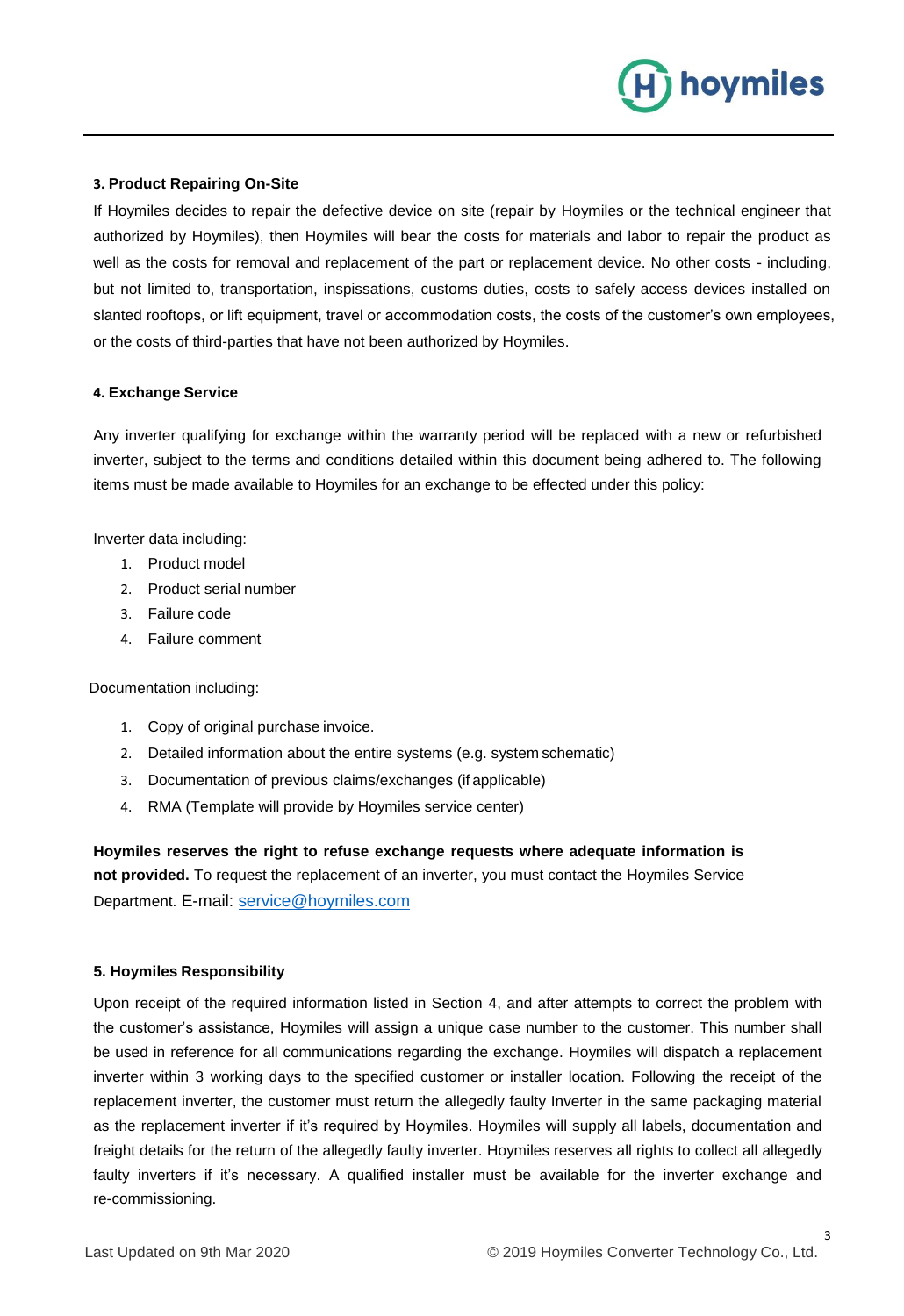### 3. Product Repairing On-Site

If Hoymiles decides to repair the defective device on site (repair by Hoymiles or the technical engineer that authorized by Hoymiles), then Hoymiles will bear the costs for materials and labor to repair the product as well as the costs for removal and replacement of the part or replacement device. No other costs - including, but not limited to, transportation, inspissations, customs duties, costs to safely access devices installed on slanted rooftops, or lift equipment, travel or accommodation costs, the costs of the customer's own employees, or the costs of third-parties that have not been authorized by Hoymiles.

### 4. Exchange Service

Any inverter qualifying for exchange within the warranty period will be replaced with a new or refurbished inverter, subject to the terms and conditions detailed within this document being adhered to. The following items must be made available to Hoymiles for an exchange to be effected under this policy:

Inverter data including:

1. Product model
2. Product serial number
3. Failure code
4. Failure comment

Documentation including:

1. Copy of original purchase invoice.
2. Detailed information about the entire systems (e.g. system schematic)
3. Documentation of previous claims/exchanges (if applicable)
4. RMA (Template will provide by Hoymiles service center)

**Hoymiles reserves the right to refuse exchange requests where adequate information is not provided.** To request the replacement of an inverter, you must contact the Hoymiles Service Department. E-mail: service@hoymiles.com

### 5. Hoymiles Responsibility

Upon receipt of the required information listed in Section 4, and after attempts to correct the problem with the customer's assistance, Hoymiles will assign a unique case number to the customer. This number shall be used in reference for all communications regarding the exchange. Hoymiles will dispatch a replacement inverter within 3 working days to the specified customer or installer location. Following the receipt of the replacement inverter, the customer must return the allegedly faulty Inverter in the same packaging material as the replacement inverter if it's required by Hoymiles. Hoymiles will supply all labels, documentation and freight details for the return of the allegedly faulty inverter. Hoymiles reserves all rights to collect all allegedly faulty inverters if it's necessary. A qualified installer must be available for the inverter exchange and re-commissioning.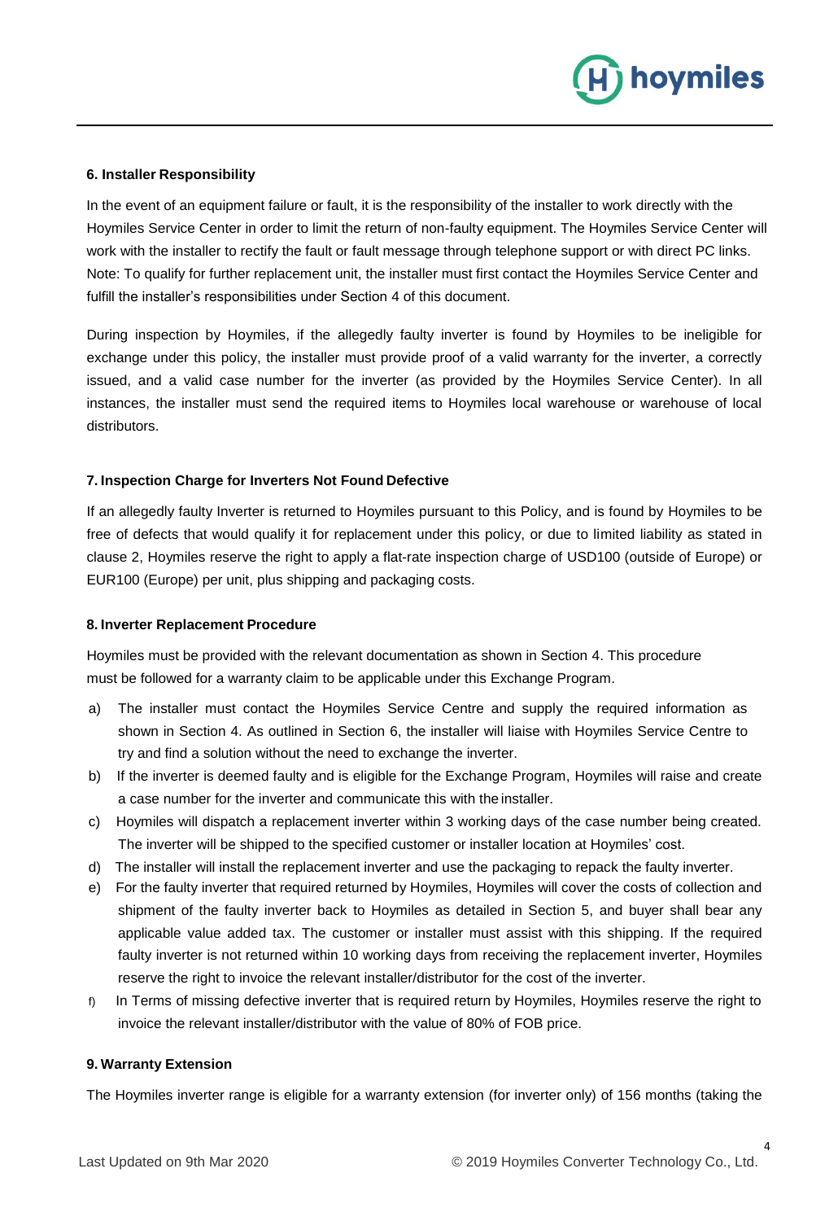### 6. Installer Responsibility

In the event of an equipment failure or fault, it is the responsibility of the installer to work directly with the Hoymiles Service Center in order to limit the return of non-faulty equipment. The Hoymiles Service Center will work with the installer to rectify the fault or fault message through telephone support or with direct PC links. Note: To qualify for further replacement unit, the installer must first contact the Hoymiles Service Center and fulfill the installer's responsibilities under Section 4 of this document.

During inspection by Hoymiles, if the allegedly faulty inverter is found by Hoymiles to be ineligible for exchange under this policy, the installer must provide proof of a valid warranty for the inverter, a correctly issued, and a valid case number for the inverter (as provided by the Hoymiles Service Center). In all instances, the installer must send the required items to Hoymiles local warehouse or warehouse of local distributors.

### 7. Inspection Charge for Inverters Not Found Defective

If an allegedly faulty Inverter is returned to Hoymiles pursuant to this Policy, and is found by Hoymiles to be free of defects that would qualify it for replacement under this policy, or due to limited liability as stated in clause 2, Hoymiles reserve the right to apply a flat-rate inspection charge of USD100 (outside of Europe) or EUR100 (Europe) per unit, plus shipping and packaging costs.

### 8. Inverter Replacement Procedure

Hoymiles must be provided with the relevant documentation as shown in Section 4. This procedure must be followed for a warranty claim to be applicable under this Exchange Program.

a) The installer must contact the Hoymiles Service Centre and supply the required information as shown in Section 4. As outlined in Section 6, the installer will liaise with Hoymiles Service Centre to try and find a solution without the need to exchange the inverter.
b) If the inverter is deemed faulty and is eligible for the Exchange Program, Hoymiles will raise and create a case number for the inverter and communicate this with the installer.
c) Hoymiles will dispatch a replacement inverter within 3 working days of the case number being created. The inverter will be shipped to the specified customer or installer location at Hoymiles' cost.
d) The installer will install the replacement inverter and use the packaging to repack the faulty inverter.
e) For the faulty inverter that required returned by Hoymiles, Hoymiles will cover the costs of collection and shipment of the faulty inverter back to Hoymiles as detailed in Section 5, and buyer shall bear any applicable value added tax. The customer or installer must assist with this shipping. If the required faulty inverter is not returned within 10 working days from receiving the replacement inverter, Hoymiles reserve the right to invoice the relevant installer/distributor for the cost of the inverter.
f) In Terms of missing defective inverter that is required return by Hoymiles, Hoymiles reserve the right to invoice the relevant installer/distributor with the value of 80% of FOB price.

### 9. Warranty Extension

The Hoymiles inverter range is eligible for a warranty extension (for inverter only) of 156 months (taking the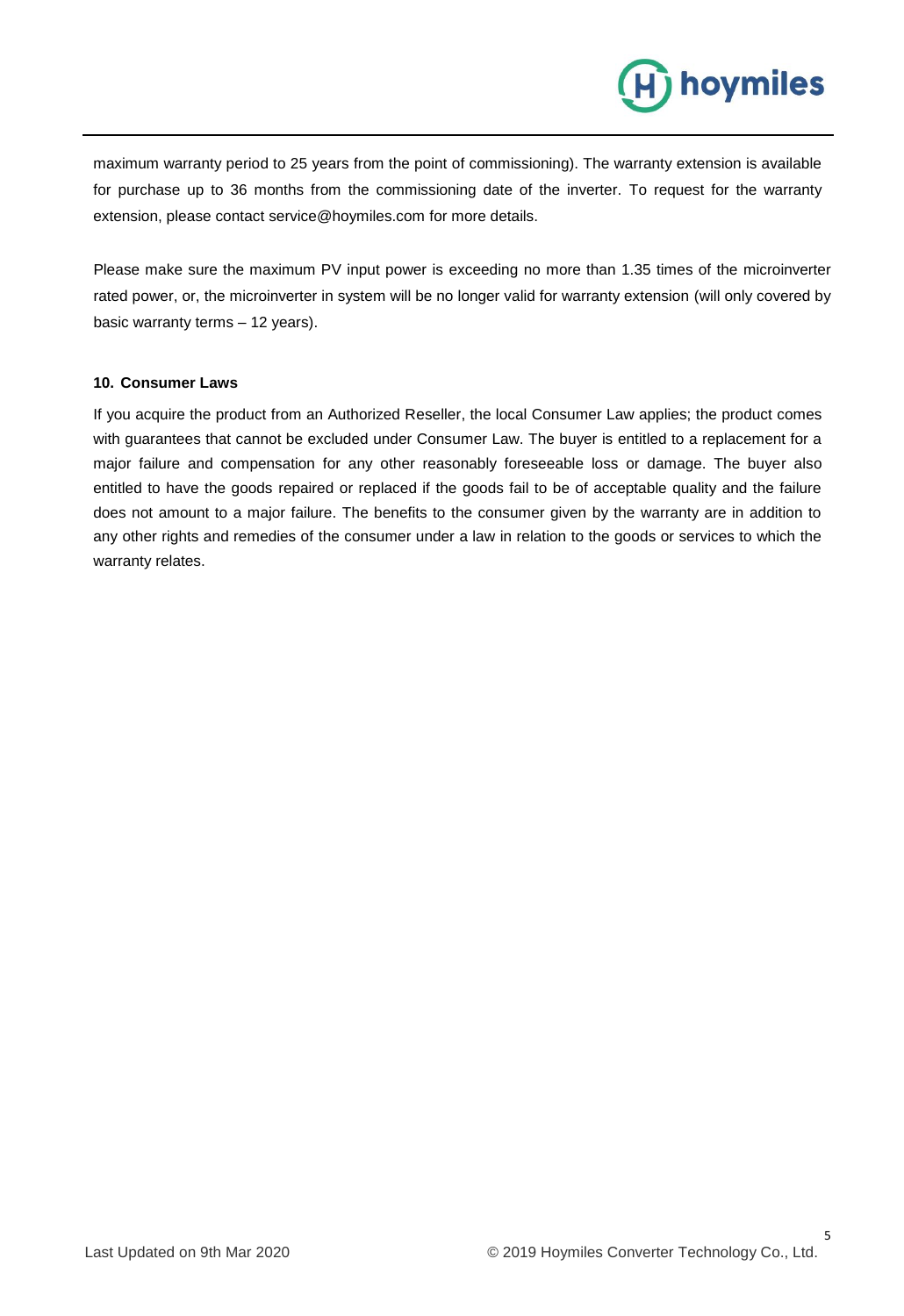maximum warranty period to 25 years from the point of commissioning). The warranty extension is available for purchase up to 36 months from the commissioning date of the inverter. To request for the warranty extension, please contact service@hoymiles.com for more details.

Please make sure the maximum PV input power is exceeding no more than 1.35 times of the microinverter rated power, or, the microinverter in system will be no longer valid for warranty extension (will only covered by basic warranty terms – 12 years).

### 10. Consumer Laws

If you acquire the product from an Authorized Reseller, the local Consumer Law applies; the product comes with guarantees that cannot be excluded under Consumer Law. The buyer is entitled to a replacement for a major failure and compensation for any other reasonably foreseeable loss or damage. The buyer also entitled to have the goods repaired or replaced if the goods fail to be of acceptable quality and the failure does not amount to a major failure. The benefits to the consumer given by the warranty are in addition to any other rights and remedies of the consumer under a law in relation to the goods or services to which the warranty relates.